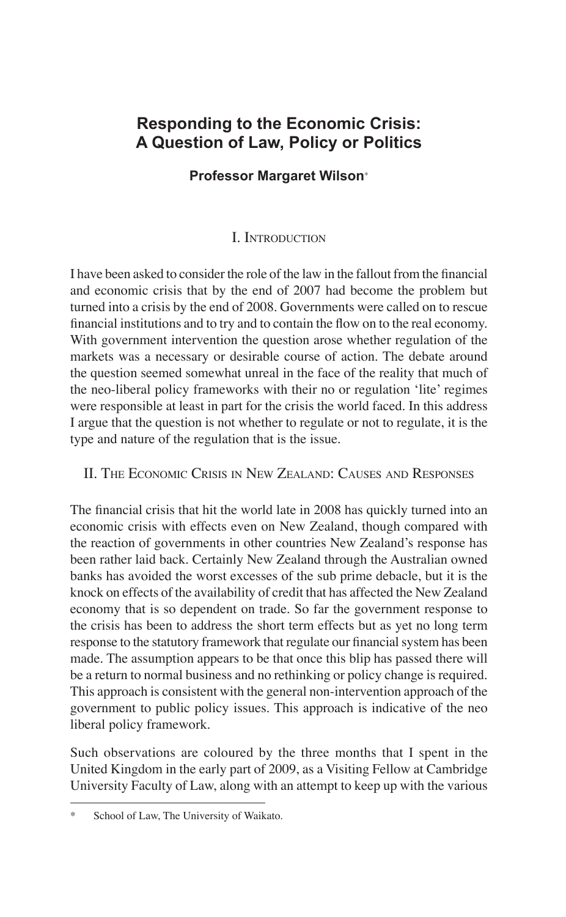# Responding to the Economic Crisis: A Question of Law, Policy or Politics

**Professor Margaret Wilson***

## I. Introduction

I have been asked to consider the role of the law in the fallout from the financial and economic crisis that by the end of 2007 had become the problem but turned into a crisis by the end of 2008. Governments were called on to rescue financial institutions and to try and to contain the flow on to the real economy. With government intervention the question arose whether regulation of the markets was a necessary or desirable course of action. The debate around the question seemed somewhat unreal in the face of the reality that much of the neo-liberal policy frameworks with their no or regulation 'lite' regimes were responsible at least in part for the crisis the world faced. In this address I argue that the question is not whether to regulate or not to regulate, it is the type and nature of the regulation that is the issue.

## II. The Economic Crisis in New Zealand: Causes and Responses

The financial crisis that hit the world late in 2008 has quickly turned into an economic crisis with effects even on New Zealand, though compared with the reaction of governments in other countries New Zealand's response has been rather laid back. Certainly New Zealand through the Australian owned banks has avoided the worst excesses of the sub prime debacle, but it is the knock on effects of the availability of credit that has affected the New Zealand economy that is so dependent on trade. So far the government response to the crisis has been to address the short term effects but as yet no long term response to the statutory framework that regulate our financial system has been made. The assumption appears to be that once this blip has passed there will be a return to normal business and no rethinking or policy change is required. This approach is consistent with the general non-intervention approach of the government to public policy issues. This approach is indicative of the neo liberal policy framework.

Such observations are coloured by the three months that I spent in the United Kingdom in the early part of 2009, as a Visiting Fellow at Cambridge University Faculty of Law, along with an attempt to keep up with the various

---

\* School of Law, The University of Waikato.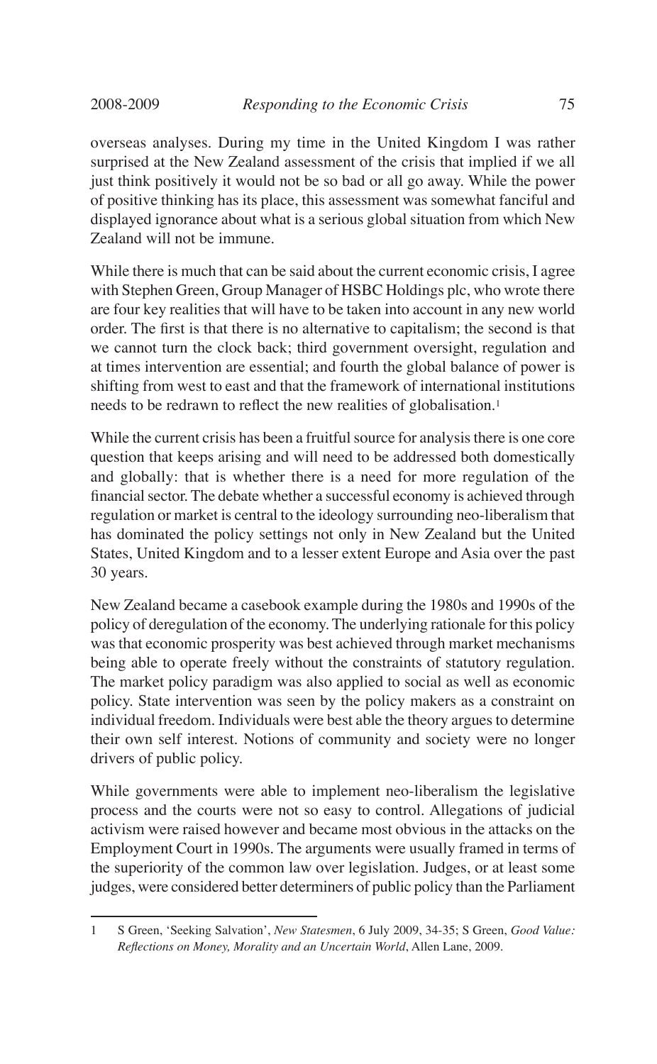overseas analyses. During my time in the United Kingdom I was rather surprised at the New Zealand assessment of the crisis that implied if we all just think positively it would not be so bad or all go away. While the power of positive thinking has its place, this assessment was somewhat fanciful and displayed ignorance about what is a serious global situation from which New Zealand will not be immune.

While there is much that can be said about the current economic crisis, I agree with Stephen Green, Group Manager of HSBC Holdings plc, who wrote there are four key realities that will have to be taken into account in any new world order. The first is that there is no alternative to capitalism; the second is that we cannot turn the clock back; third government oversight, regulation and at times intervention are essential; and fourth the global balance of power is shifting from west to east and that the framework of international institutions needs to be redrawn to reflect the new realities of globalisation.[1]

While the current crisis has been a fruitful source for analysis there is one core question that keeps arising and will need to be addressed both domestically and globally: that is whether there is a need for more regulation of the financial sector. The debate whether a successful economy is achieved through regulation or market is central to the ideology surrounding neo-liberalism that has dominated the policy settings not only in New Zealand but the United States, United Kingdom and to a lesser extent Europe and Asia over the past 30 years.

New Zealand became a casebook example during the 1980s and 1990s of the policy of deregulation of the economy. The underlying rationale for this policy was that economic prosperity was best achieved through market mechanisms being able to operate freely without the constraints of statutory regulation. The market policy paradigm was also applied to social as well as economic policy. State intervention was seen by the policy makers as a constraint on individual freedom. Individuals were best able the theory argues to determine their own self interest. Notions of community and society were no longer drivers of public policy.

While governments were able to implement neo-liberalism the legislative process and the courts were not so easy to control. Allegations of judicial activism were raised however and became most obvious in the attacks on the Employment Court in 1990s. The arguments were usually framed in terms of the superiority of the common law over legislation. Judges, or at least some judges, were considered better determiners of public policy than the Parliament

---

1 S Green, 'Seeking Salvation', *New Statesmen*, 6 July 2009, 34-35; S Green, *Good Value: Reflections on Money, Morality and an Uncertain World*, Allen Lane, 2009.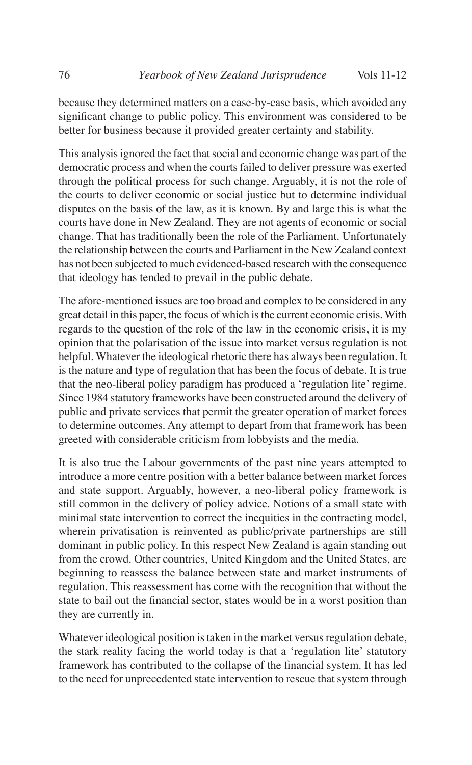because they determined matters on a case-by-case basis, which avoided any significant change to public policy. This environment was considered to be better for business because it provided greater certainty and stability.

This analysis ignored the fact that social and economic change was part of the democratic process and when the courts failed to deliver pressure was exerted through the political process for such change. Arguably, it is not the role of the courts to deliver economic or social justice but to determine individual disputes on the basis of the law, as it is known. By and large this is what the courts have done in New Zealand. They are not agents of economic or social change. That has traditionally been the role of the Parliament. Unfortunately the relationship between the courts and Parliament in the New Zealand context has not been subjected to much evidenced-based research with the consequence that ideology has tended to prevail in the public debate.

The afore-mentioned issues are too broad and complex to be considered in any great detail in this paper, the focus of which is the current economic crisis. With regards to the question of the role of the law in the economic crisis, it is my opinion that the polarisation of the issue into market versus regulation is not helpful. Whatever the ideological rhetoric there has always been regulation. It is the nature and type of regulation that has been the focus of debate. It is true that the neo-liberal policy paradigm has produced a 'regulation lite' regime. Since 1984 statutory frameworks have been constructed around the delivery of public and private services that permit the greater operation of market forces to determine outcomes. Any attempt to depart from that framework has been greeted with considerable criticism from lobbyists and the media.

It is also true the Labour governments of the past nine years attempted to introduce a more centre position with a better balance between market forces and state support. Arguably, however, a neo-liberal policy framework is still common in the delivery of policy advice. Notions of a small state with minimal state intervention to correct the inequities in the contracting model, wherein privatisation is reinvented as public/private partnerships are still dominant in public policy. In this respect New Zealand is again standing out from the crowd. Other countries, United Kingdom and the United States, are beginning to reassess the balance between state and market instruments of regulation. This reassessment has come with the recognition that without the state to bail out the financial sector, states would be in a worst position than they are currently in.

Whatever ideological position is taken in the market versus regulation debate, the stark reality facing the world today is that a 'regulation lite' statutory framework has contributed to the collapse of the financial system. It has led to the need for unprecedented state intervention to rescue that system through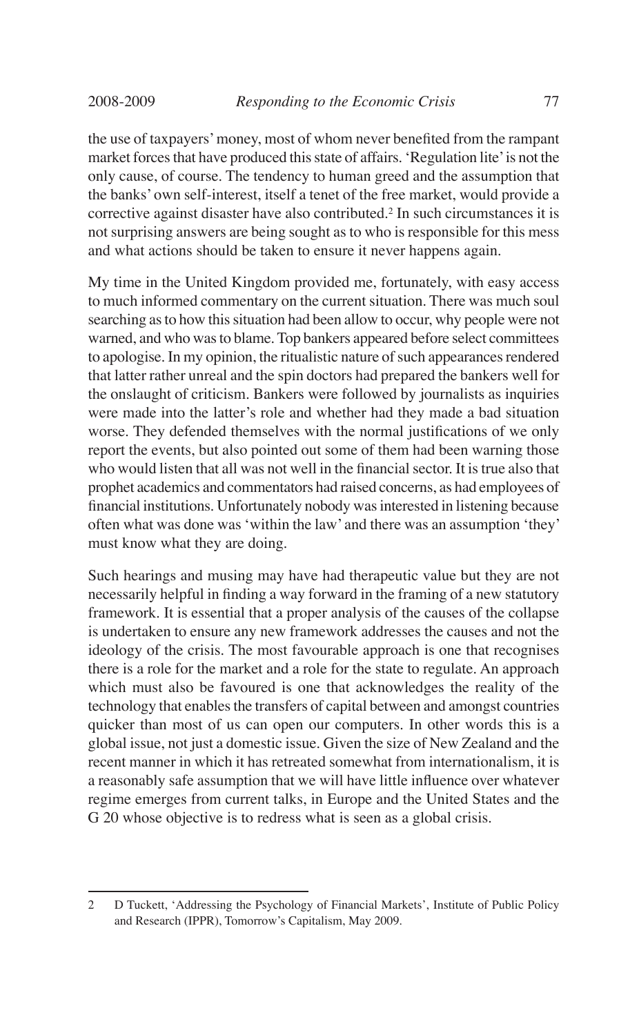the use of taxpayers' money, most of whom never benefited from the rampant market forces that have produced this state of affairs. 'Regulation lite' is not the only cause, of course. The tendency to human greed and the assumption that the banks' own self-interest, itself a tenet of the free market, would provide a corrective against disaster have also contributed.[2] In such circumstances it is not surprising answers are being sought as to who is responsible for this mess and what actions should be taken to ensure it never happens again.

My time in the United Kingdom provided me, fortunately, with easy access to much informed commentary on the current situation. There was much soul searching as to how this situation had been allow to occur, why people were not warned, and who was to blame. Top bankers appeared before select committees to apologise. In my opinion, the ritualistic nature of such appearances rendered that latter rather unreal and the spin doctors had prepared the bankers well for the onslaught of criticism. Bankers were followed by journalists as inquiries were made into the latter's role and whether had they made a bad situation worse. They defended themselves with the normal justifications of we only report the events, but also pointed out some of them had been warning those who would listen that all was not well in the financial sector. It is true also that prophet academics and commentators had raised concerns, as had employees of financial institutions. Unfortunately nobody was interested in listening because often what was done was 'within the law' and there was an assumption 'they' must know what they are doing.

Such hearings and musing may have had therapeutic value but they are not necessarily helpful in finding a way forward in the framing of a new statutory framework. It is essential that a proper analysis of the causes of the collapse is undertaken to ensure any new framework addresses the causes and not the ideology of the crisis. The most favourable approach is one that recognises there is a role for the market and a role for the state to regulate. An approach which must also be favoured is one that acknowledges the reality of the technology that enables the transfers of capital between and amongst countries quicker than most of us can open our computers. In other words this is a global issue, not just a domestic issue. Given the size of New Zealand and the recent manner in which it has retreated somewhat from internationalism, it is a reasonably safe assumption that we will have little influence over whatever regime emerges from current talks, in Europe and the United States and the G 20 whose objective is to redress what is seen as a global crisis.

---

2 D Tuckett, 'Addressing the Psychology of Financial Markets', Institute of Public Policy and Research (IPPR), Tomorrow's Capitalism, May 2009.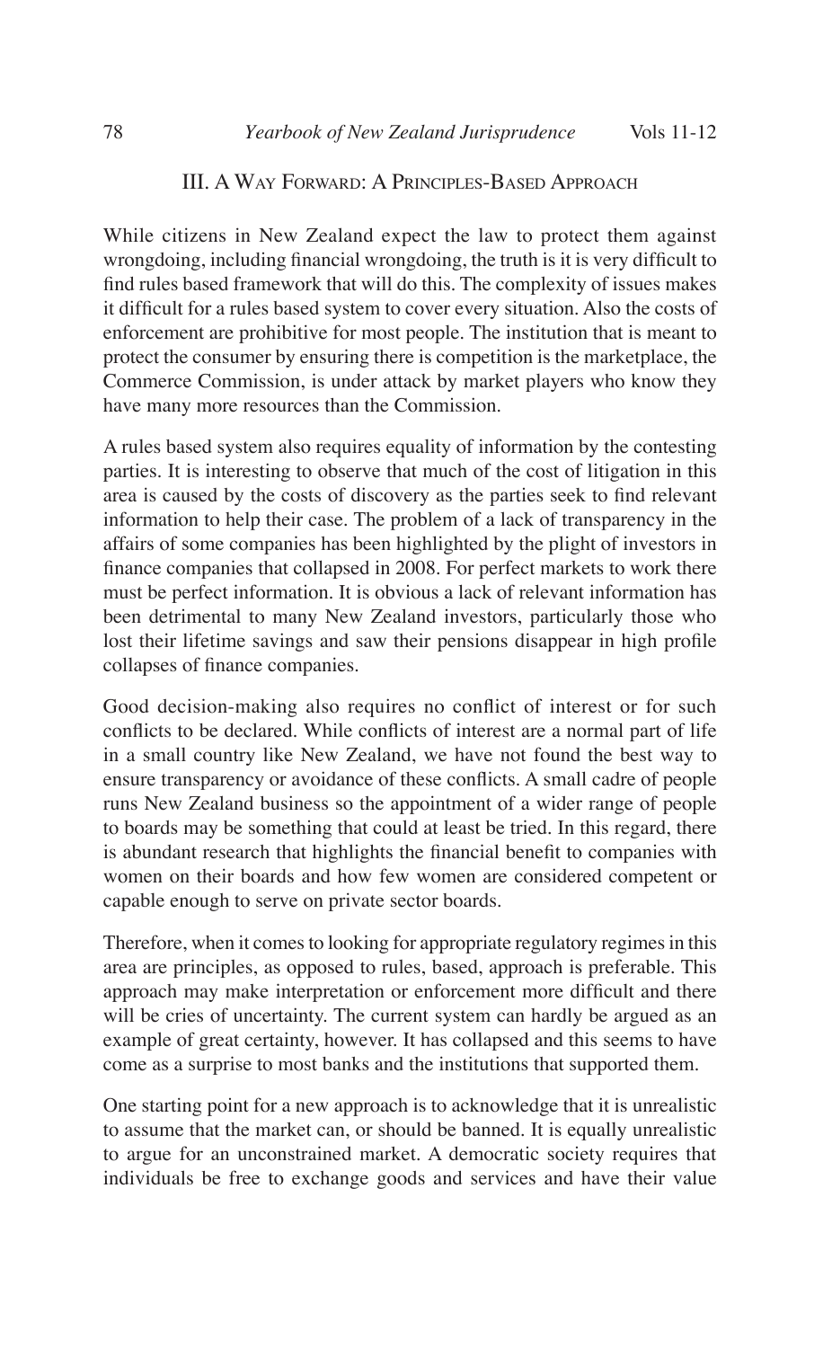## III. A Way Forward: A Principles-Based Approach

While citizens in New Zealand expect the law to protect them against wrongdoing, including financial wrongdoing, the truth is it is very difficult to find rules based framework that will do this. The complexity of issues makes it difficult for a rules based system to cover every situation. Also the costs of enforcement are prohibitive for most people. The institution that is meant to protect the consumer by ensuring there is competition is the marketplace, the Commerce Commission, is under attack by market players who know they have many more resources than the Commission.

A rules based system also requires equality of information by the contesting parties. It is interesting to observe that much of the cost of litigation in this area is caused by the costs of discovery as the parties seek to find relevant information to help their case. The problem of a lack of transparency in the affairs of some companies has been highlighted by the plight of investors in finance companies that collapsed in 2008. For perfect markets to work there must be perfect information. It is obvious a lack of relevant information has been detrimental to many New Zealand investors, particularly those who lost their lifetime savings and saw their pensions disappear in high profile collapses of finance companies.

Good decision-making also requires no conflict of interest or for such conflicts to be declared. While conflicts of interest are a normal part of life in a small country like New Zealand, we have not found the best way to ensure transparency or avoidance of these conflicts. A small cadre of people runs New Zealand business so the appointment of a wider range of people to boards may be something that could at least be tried. In this regard, there is abundant research that highlights the financial benefit to companies with women on their boards and how few women are considered competent or capable enough to serve on private sector boards.

Therefore, when it comes to looking for appropriate regulatory regimes in this area are principles, as opposed to rules, based, approach is preferable. This approach may make interpretation or enforcement more difficult and there will be cries of uncertainty. The current system can hardly be argued as an example of great certainty, however. It has collapsed and this seems to have come as a surprise to most banks and the institutions that supported them.

One starting point for a new approach is to acknowledge that it is unrealistic to assume that the market can, or should be banned. It is equally unrealistic to argue for an unconstrained market. A democratic society requires that individuals be free to exchange goods and services and have their value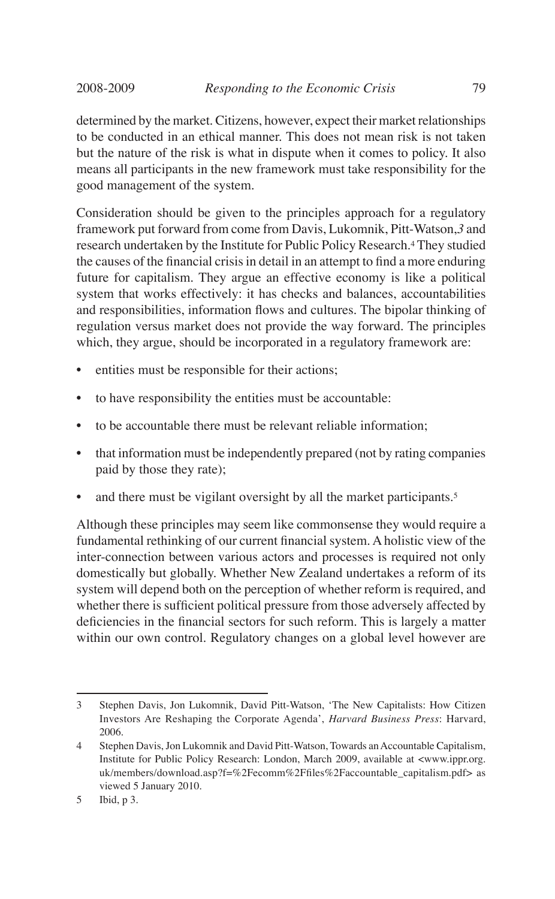determined by the market. Citizens, however, expect their market relationships to be conducted in an ethical manner. This does not mean risk is not taken but the nature of the risk is what in dispute when it comes to policy. It also means all participants in the new framework must take responsibility for the good management of the system.

Consideration should be given to the principles approach for a regulatory framework put forward from come from Davis, Lukomnik, Pitt-Watson,*3* and research undertaken by the Institute for Public Policy Research.[4] They studied the causes of the financial crisis in detail in an attempt to find a more enduring future for capitalism. They argue an effective economy is like a political system that works effectively: it has checks and balances, accountabilities and responsibilities, information flows and cultures. The bipolar thinking of regulation versus market does not provide the way forward. The principles which, they argue, should be incorporated in a regulatory framework are:

- entities must be responsible for their actions;
- to have responsibility the entities must be accountable:
- to be accountable there must be relevant reliable information;
- that information must be independently prepared (not by rating companies paid by those they rate);
- and there must be vigilant oversight by all the market participants.[5]

Although these principles may seem like commonsense they would require a fundamental rethinking of our current financial system. A holistic view of the inter-connection between various actors and processes is required not only domestically but globally. Whether New Zealand undertakes a reform of its system will depend both on the perception of whether reform is required, and whether there is sufficient political pressure from those adversely affected by deficiencies in the financial sectors for such reform. This is largely a matter within our own control. Regulatory changes on a global level however are

---

3 Stephen Davis, Jon Lukomnik, David Pitt-Watson, 'The New Capitalists: How Citizen Investors Are Reshaping the Corporate Agenda', *Harvard Business Press*: Harvard, 2006.

4 Stephen Davis, Jon Lukomnik and David Pitt-Watson, Towards an Accountable Capitalism, Institute for Public Policy Research: London, March 2009, available at <www.ippr.org.uk/members/download.asp?f=%2Fecomm%2Ffiles%2Faccountable_capitalism.pdf> as viewed 5 January 2010.

5 Ibid, p 3.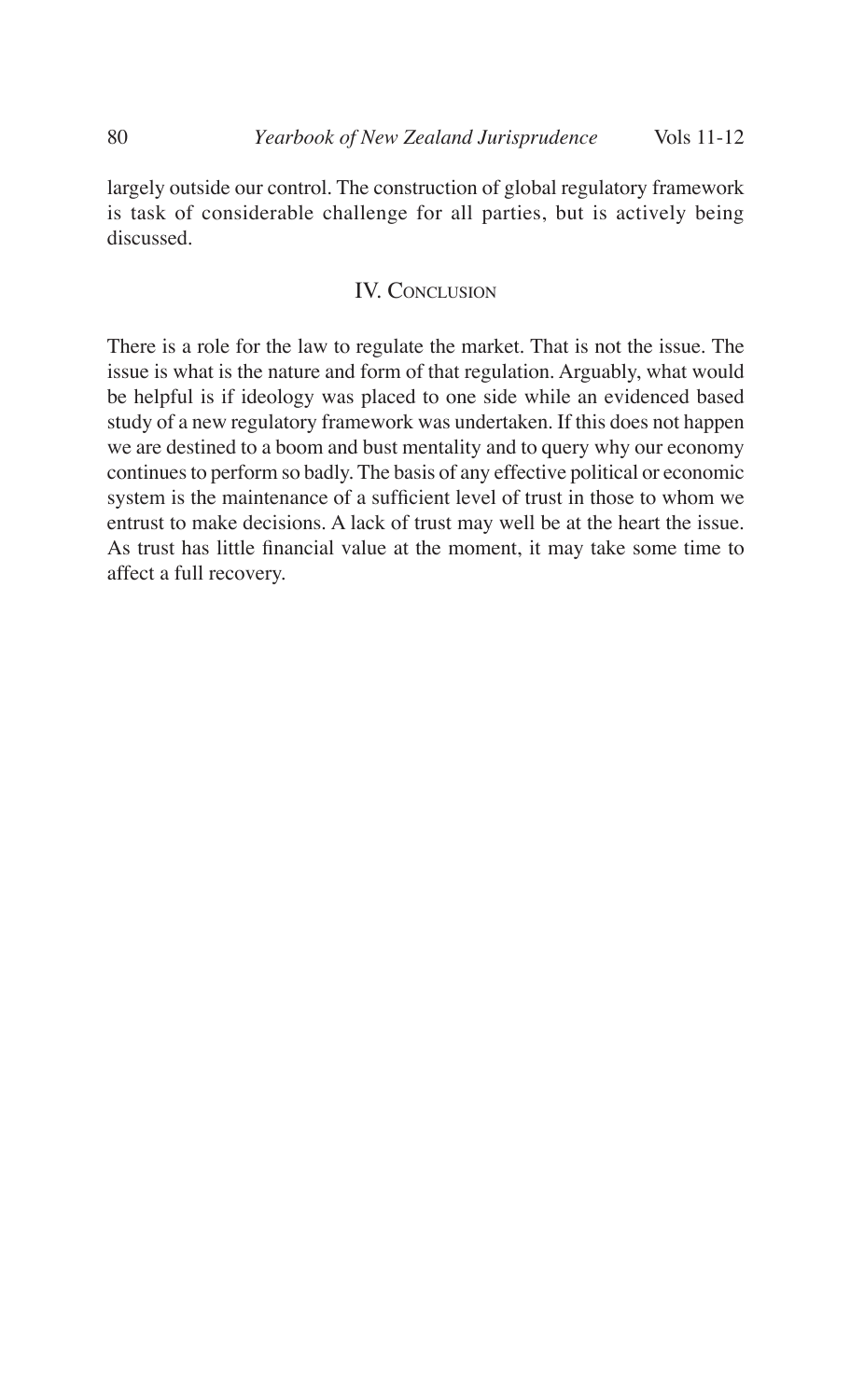largely outside our control. The construction of global regulatory framework is task of considerable challenge for all parties, but is actively being discussed.

## IV. Conclusion

There is a role for the law to regulate the market. That is not the issue. The issue is what is the nature and form of that regulation. Arguably, what would be helpful is if ideology was placed to one side while an evidenced based study of a new regulatory framework was undertaken. If this does not happen we are destined to a boom and bust mentality and to query why our economy continues to perform so badly. The basis of any effective political or economic system is the maintenance of a sufficient level of trust in those to whom we entrust to make decisions. A lack of trust may well be at the heart the issue. As trust has little financial value at the moment, it may take some time to affect a full recovery.